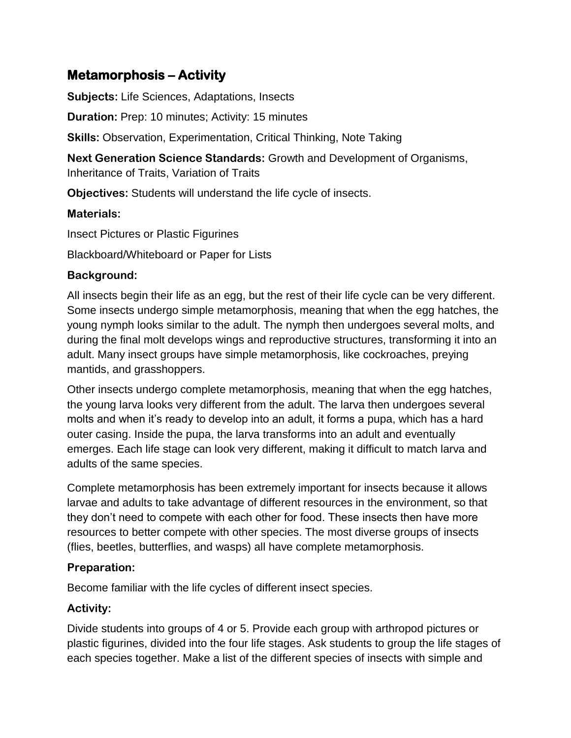# Metamorphosis – Activity

**Subjects:** Life Sciences, Adaptations, Insects

**Duration:** Prep: 10 minutes; Activity: 15 minutes

**Skills:** Observation, Experimentation, Critical Thinking, Note Taking

**Next Generation Science Standards:** Growth and Development of Organisms, Inheritance of Traits, Variation of Traits

**Objectives:** Students will understand the life cycle of insects.

### Materials:

Insect Pictures or Plastic Figurines

Blackboard/Whiteboard or Paper for Lists

### Background:

All insects begin their life as an egg, but the rest of their life cycle can be very different. Some insects undergo simple metamorphosis, meaning that when the egg hatches, the young nymph looks similar to the adult. The nymph then undergoes several molts, and during the final molt develops wings and reproductive structures, transforming it into an adult. Many insect groups have simple metamorphosis, like cockroaches, preying mantids, and grasshoppers.

Other insects undergo complete metamorphosis, meaning that when the egg hatches, the young larva looks very different from the adult. The larva then undergoes several molts and when it's ready to develop into an adult, it forms a pupa, which has a hard outer casing. Inside the pupa, the larva transforms into an adult and eventually emerges. Each life stage can look very different, making it difficult to match larva and adults of the same species.

Complete metamorphosis has been extremely important for insects because it allows larvae and adults to take advantage of different resources in the environment, so that they don't need to compete with each other for food. These insects then have more resources to better compete with other species. The most diverse groups of insects (flies, beetles, butterflies, and wasps) all have complete metamorphosis.

### Preparation:

Become familiar with the life cycles of different insect species.

### Activity:

Divide students into groups of 4 or 5. Provide each group with arthropod pictures or plastic figurines, divided into the four life stages. Ask students to group the life stages of each species together. Make a list of the different species of insects with simple and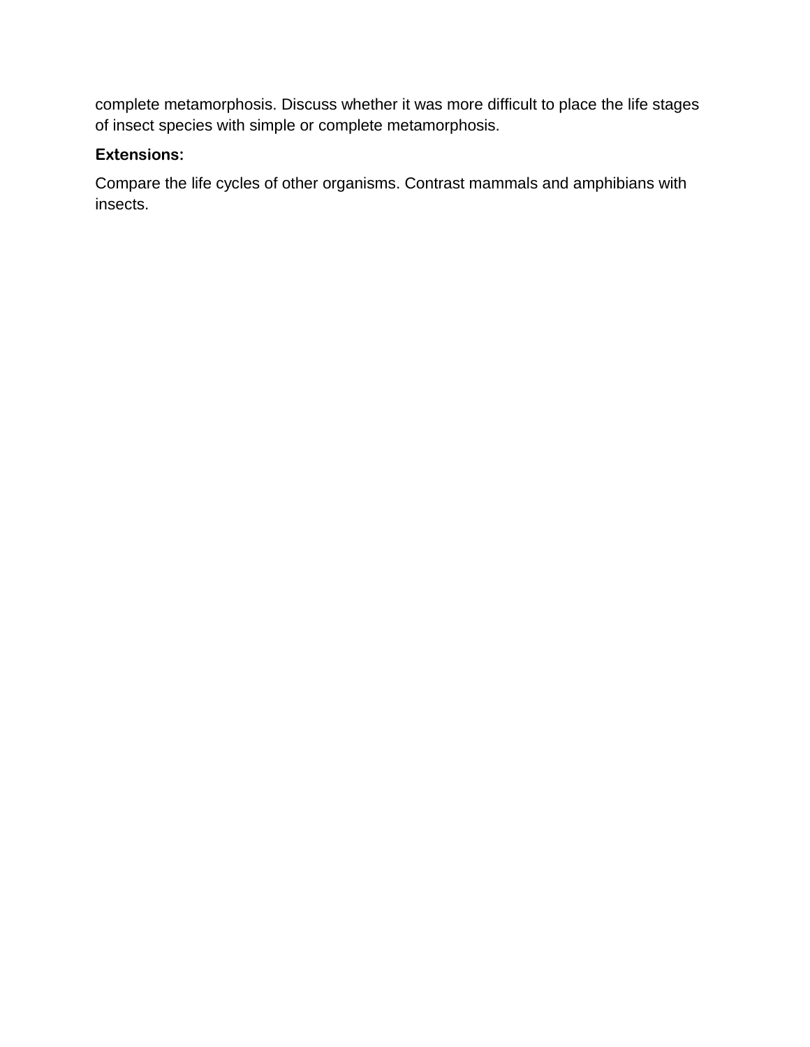complete metamorphosis. Discuss whether it was more difficult to place the life stages of insect species with simple or complete metamorphosis.

### Extensions:

Compare the life cycles of other organisms. Contrast mammals and amphibians with insects.